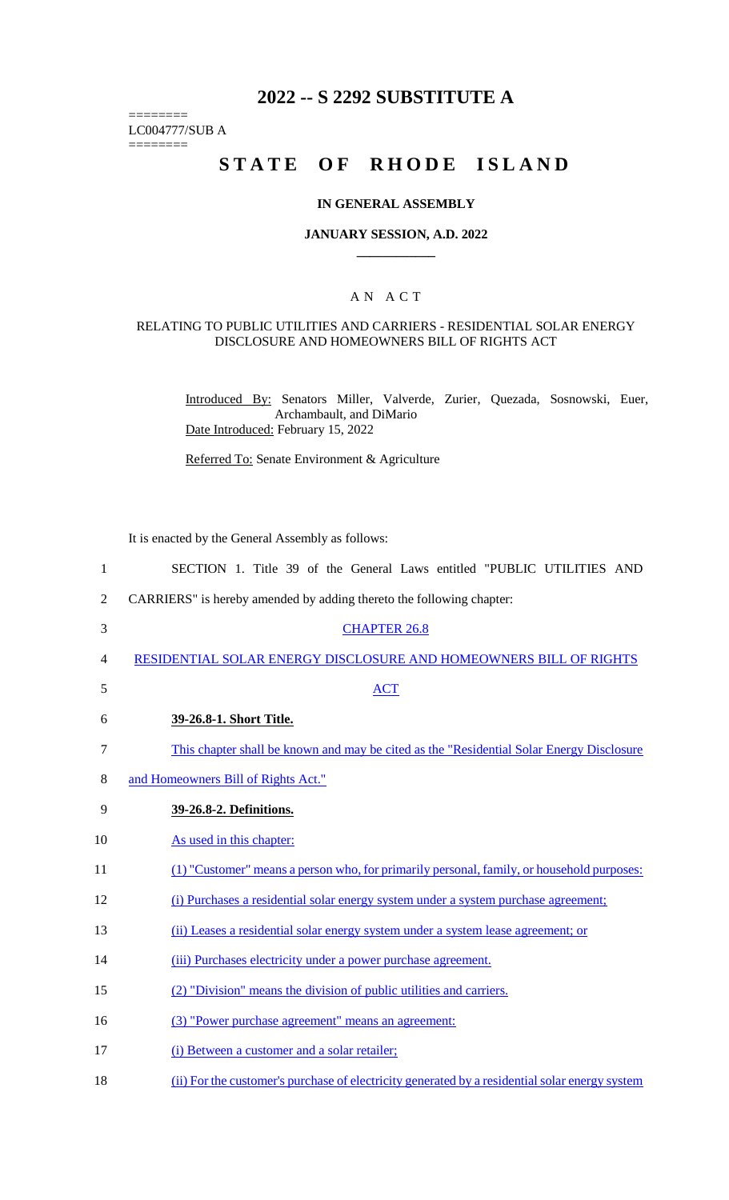# 2022 -- S 2292 SUBSTITUTE A

========
LC004777/SUB A
========

# STATE OF RHODE ISLAND

### IN GENERAL ASSEMBLY

### JANUARY SESSION, A.D. 2022

## AN ACT

### RELATING TO PUBLIC UTILITIES AND CARRIERS - RESIDENTIAL SOLAR ENERGY DISCLOSURE AND HOMEOWNERS BILL OF RIGHTS ACT

Introduced By: Senators Miller, Valverde, Zurier, Quezada, Sosnowski, Euer, Archambault, and DiMario

Date Introduced: February 15, 2022

Referred To: Senate Environment & Agriculture

It is enacted by the General Assembly as follows:

1 SECTION 1. Title 39 of the General Laws entitled "PUBLIC UTILITIES AND
2 CARRIERS" is hereby amended by adding thereto the following chapter:

3 CHAPTER 26.8

4 RESIDENTIAL SOLAR ENERGY DISCLOSURE AND HOMEOWNERS BILL OF RIGHTS
5 ACT

6 **39-26.8-1. Short Title.**

7 This chapter shall be known and may be cited as the "Residential Solar Energy Disclosure
8 and Homeowners Bill of Rights Act."

9 **39-26.8-2. Definitions.**

10 As used in this chapter:

11 (1) "Customer" means a person who, for primarily personal, family, or household purposes:

12 (i) Purchases a residential solar energy system under a system purchase agreement;

13 (ii) Leases a residential solar energy system under a system lease agreement; or

14 (iii) Purchases electricity under a power purchase agreement.

15 (2) "Division" means the division of public utilities and carriers.

16 (3) "Power purchase agreement" means an agreement:

17 (i) Between a customer and a solar retailer;

18 (ii) For the customer's purchase of electricity generated by a residential solar energy system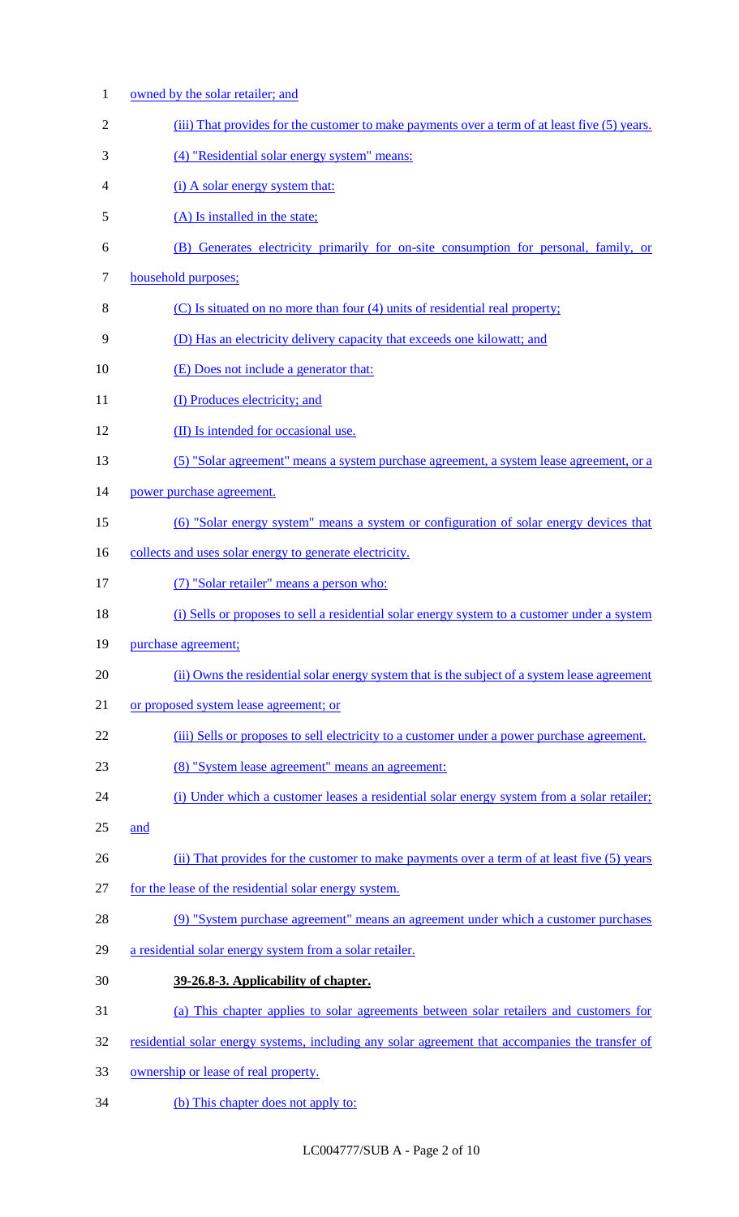owned by the solar retailer; and

(iii) That provides for the customer to make payments over a term of at least five (5) years.

(4) "Residential solar energy system" means:

(i) A solar energy system that:

(A) Is installed in the state;

(B) Generates electricity primarily for on-site consumption for personal, family, or household purposes;

(C) Is situated on no more than four (4) units of residential real property;

(D) Has an electricity delivery capacity that exceeds one kilowatt; and

(E) Does not include a generator that:

(I) Produces electricity; and

(II) Is intended for occasional use.

(5) "Solar agreement" means a system purchase agreement, a system lease agreement, or a power purchase agreement.

(6) "Solar energy system" means a system or configuration of solar energy devices that collects and uses solar energy to generate electricity.

(7) "Solar retailer" means a person who:

(i) Sells or proposes to sell a residential solar energy system to a customer under a system purchase agreement;

(ii) Owns the residential solar energy system that is the subject of a system lease agreement or proposed system lease agreement; or

(iii) Sells or proposes to sell electricity to a customer under a power purchase agreement.

(8) "System lease agreement" means an agreement:

(i) Under which a customer leases a residential solar energy system from a solar retailer; and

(ii) That provides for the customer to make payments over a term of at least five (5) years for the lease of the residential solar energy system.

(9) "System purchase agreement" means an agreement under which a customer purchases a residential solar energy system from a solar retailer.

**39-26.8-3. Applicability of chapter.**

(a) This chapter applies to solar agreements between solar retailers and customers for residential solar energy systems, including any solar agreement that accompanies the transfer of ownership or lease of real property.

(b) This chapter does not apply to: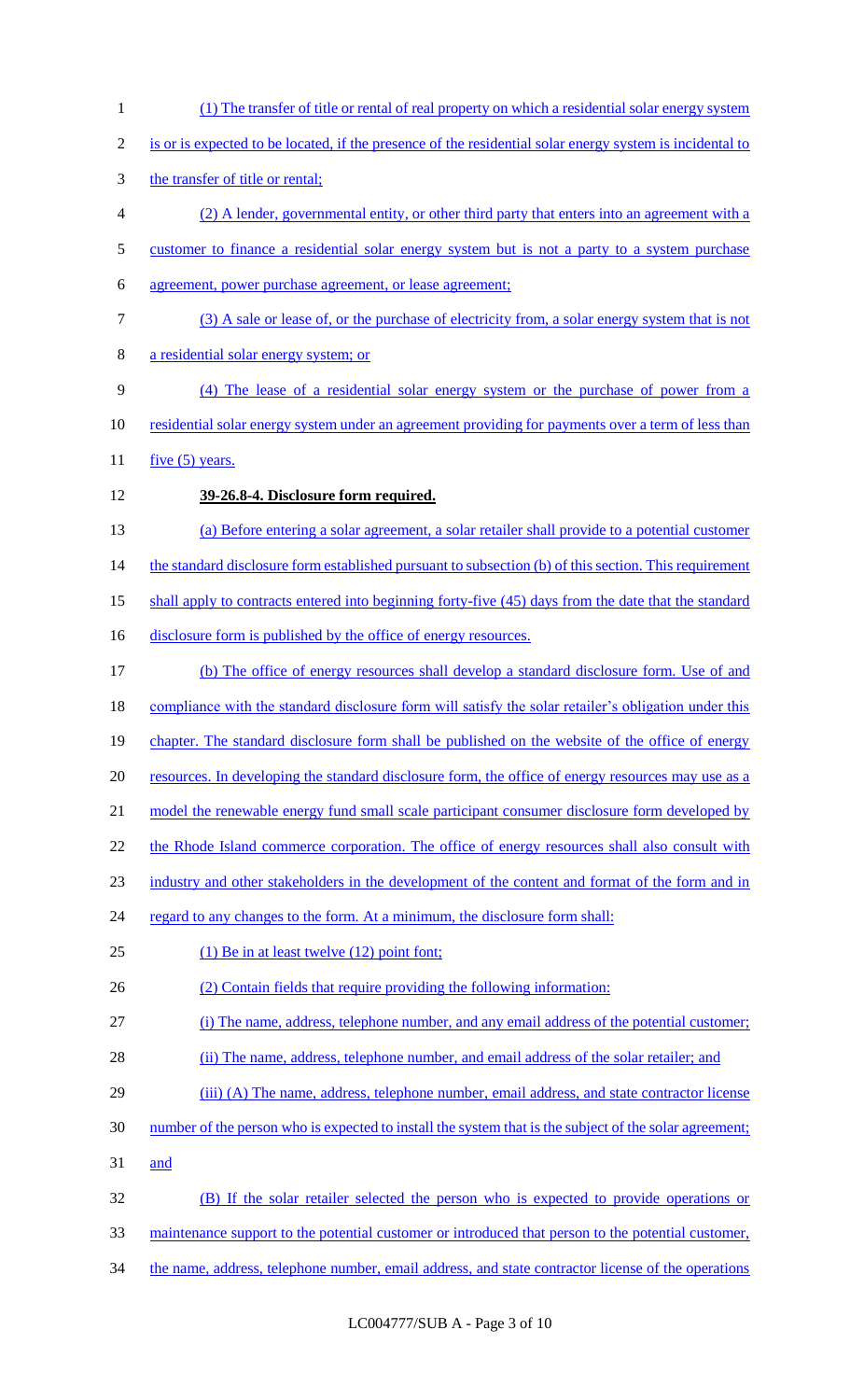(1) The transfer of title or rental of real property on which a residential solar energy system is or is expected to be located, if the presence of the residential solar energy system is incidental to the transfer of title or rental;

(2) A lender, governmental entity, or other third party that enters into an agreement with a customer to finance a residential solar energy system but is not a party to a system purchase agreement, power purchase agreement, or lease agreement;

(3) A sale or lease of, or the purchase of electricity from, a solar energy system that is not a residential solar energy system; or

(4) The lease of a residential solar energy system or the purchase of power from a residential solar energy system under an agreement providing for payments over a term of less than five (5) years.

**39-26.8-4. Disclosure form required.**

(a) Before entering a solar agreement, a solar retailer shall provide to a potential customer the standard disclosure form established pursuant to subsection (b) of this section. This requirement shall apply to contracts entered into beginning forty-five (45) days from the date that the standard disclosure form is published by the office of energy resources.

(b) The office of energy resources shall develop a standard disclosure form. Use of and compliance with the standard disclosure form will satisfy the solar retailer's obligation under this chapter. The standard disclosure form shall be published on the website of the office of energy resources. In developing the standard disclosure form, the office of energy resources may use as a model the renewable energy fund small scale participant consumer disclosure form developed by the Rhode Island commerce corporation. The office of energy resources shall also consult with industry and other stakeholders in the development of the content and format of the form and in regard to any changes to the form. At a minimum, the disclosure form shall:

(1) Be in at least twelve (12) point font;

(2) Contain fields that require providing the following information:

(i) The name, address, telephone number, and any email address of the potential customer;

(ii) The name, address, telephone number, and email address of the solar retailer; and

(iii) (A) The name, address, telephone number, email address, and state contractor license number of the person who is expected to install the system that is the subject of the solar agreement; and

(B) If the solar retailer selected the person who is expected to provide operations or maintenance support to the potential customer or introduced that person to the potential customer, the name, address, telephone number, email address, and state contractor license of the operations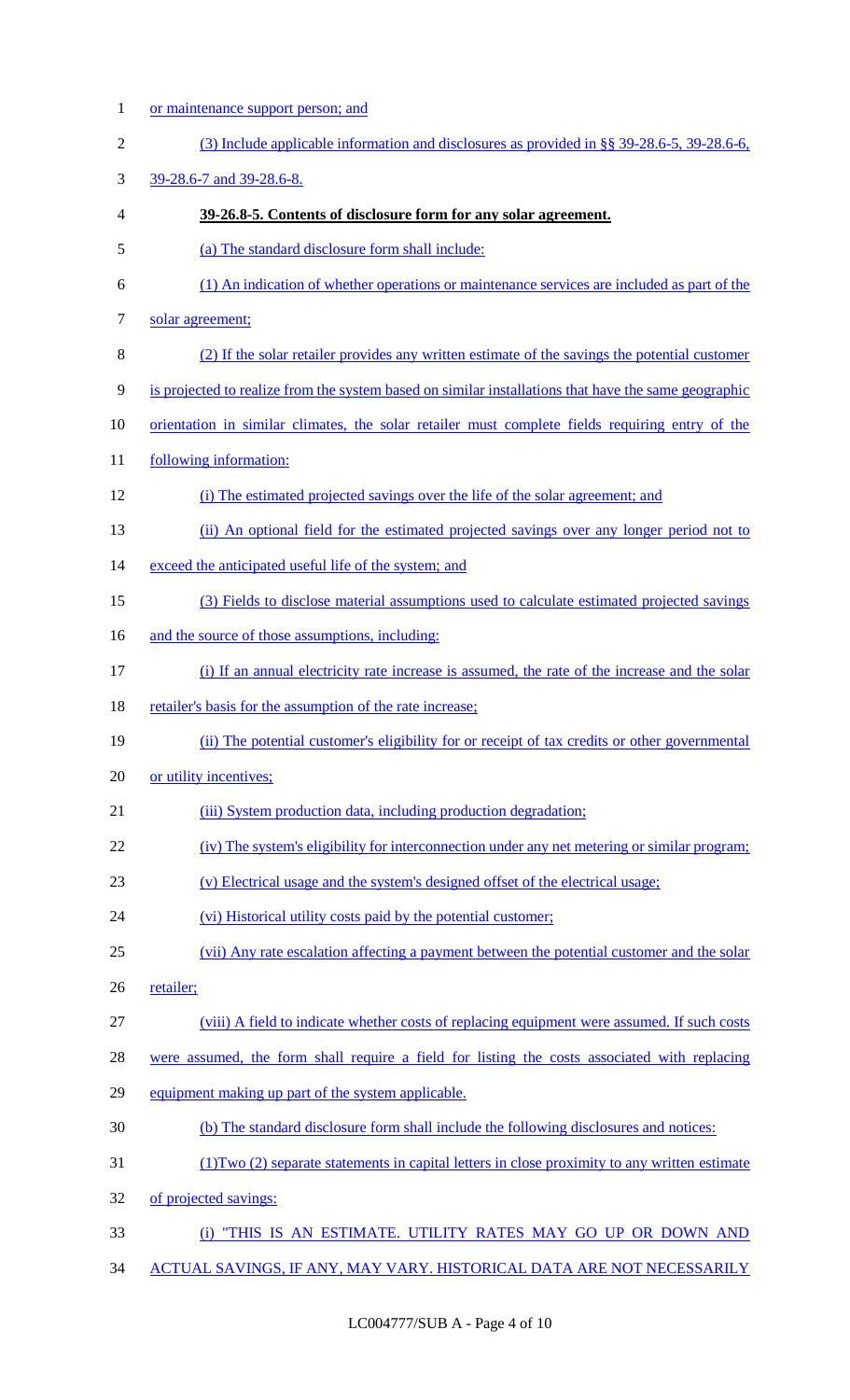or maintenance support person; and

(3) Include applicable information and disclosures as provided in §§ 39-28.6-5, 39-28.6-6, 39-28.6-7 and 39-28.6-8.

**39-26.8-5. Contents of disclosure form for any solar agreement.**

(a) The standard disclosure form shall include:

(1) An indication of whether operations or maintenance services are included as part of the solar agreement;

(2) If the solar retailer provides any written estimate of the savings the potential customer is projected to realize from the system based on similar installations that have the same geographic orientation in similar climates, the solar retailer must complete fields requiring entry of the following information:

(i) The estimated projected savings over the life of the solar agreement; and

(ii) An optional field for the estimated projected savings over any longer period not to exceed the anticipated useful life of the system; and

(3) Fields to disclose material assumptions used to calculate estimated projected savings and the source of those assumptions, including:

(i) If an annual electricity rate increase is assumed, the rate of the increase and the solar retailer's basis for the assumption of the rate increase;

(ii) The potential customer's eligibility for or receipt of tax credits or other governmental or utility incentives;

(iii) System production data, including production degradation;

(iv) The system's eligibility for interconnection under any net metering or similar program;

(v) Electrical usage and the system's designed offset of the electrical usage;

(vi) Historical utility costs paid by the potential customer;

(vii) Any rate escalation affecting a payment between the potential customer and the solar retailer;

(viii) A field to indicate whether costs of replacing equipment were assumed. If such costs were assumed, the form shall require a field for listing the costs associated with replacing equipment making up part of the system applicable.

(b) The standard disclosure form shall include the following disclosures and notices:

(1)Two (2) separate statements in capital letters in close proximity to any written estimate of projected savings:

(i) "THIS IS AN ESTIMATE. UTILITY RATES MAY GO UP OR DOWN AND ACTUAL SAVINGS, IF ANY, MAY VARY. HISTORICAL DATA ARE NOT NECESSARILY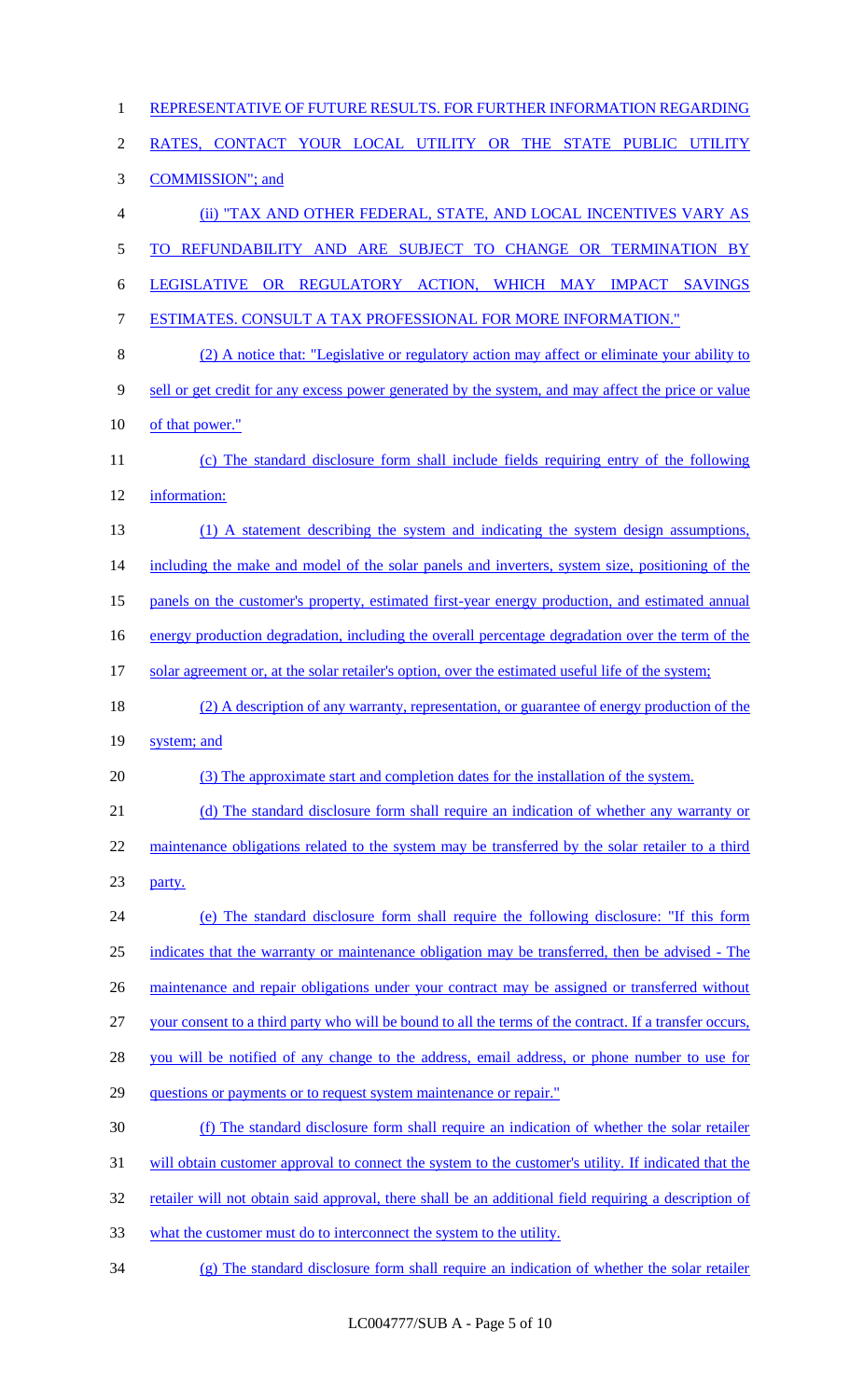REPRESENTATIVE OF FUTURE RESULTS. FOR FURTHER INFORMATION REGARDING RATES, CONTACT YOUR LOCAL UTILITY OR THE STATE PUBLIC UTILITY COMMISSION"; and

(ii) "TAX AND OTHER FEDERAL, STATE, AND LOCAL INCENTIVES VARY AS TO REFUNDABILITY AND ARE SUBJECT TO CHANGE OR TERMINATION BY LEGISLATIVE OR REGULATORY ACTION, WHICH MAY IMPACT SAVINGS ESTIMATES. CONSULT A TAX PROFESSIONAL FOR MORE INFORMATION."

(2) A notice that: "Legislative or regulatory action may affect or eliminate your ability to sell or get credit for any excess power generated by the system, and may affect the price or value of that power."

(c) The standard disclosure form shall include fields requiring entry of the following information:

(1) A statement describing the system and indicating the system design assumptions, including the make and model of the solar panels and inverters, system size, positioning of the panels on the customer's property, estimated first-year energy production, and estimated annual energy production degradation, including the overall percentage degradation over the term of the solar agreement or, at the solar retailer's option, over the estimated useful life of the system;

(2) A description of any warranty, representation, or guarantee of energy production of the system; and

(3) The approximate start and completion dates for the installation of the system.

(d) The standard disclosure form shall require an indication of whether any warranty or maintenance obligations related to the system may be transferred by the solar retailer to a third party.

(e) The standard disclosure form shall require the following disclosure: "If this form indicates that the warranty or maintenance obligation may be transferred, then be advised - The maintenance and repair obligations under your contract may be assigned or transferred without your consent to a third party who will be bound to all the terms of the contract. If a transfer occurs, you will be notified of any change to the address, email address, or phone number to use for questions or payments or to request system maintenance or repair."

(f) The standard disclosure form shall require an indication of whether the solar retailer will obtain customer approval to connect the system to the customer's utility. If indicated that the retailer will not obtain said approval, there shall be an additional field requiring a description of what the customer must do to interconnect the system to the utility.

(g) The standard disclosure form shall require an indication of whether the solar retailer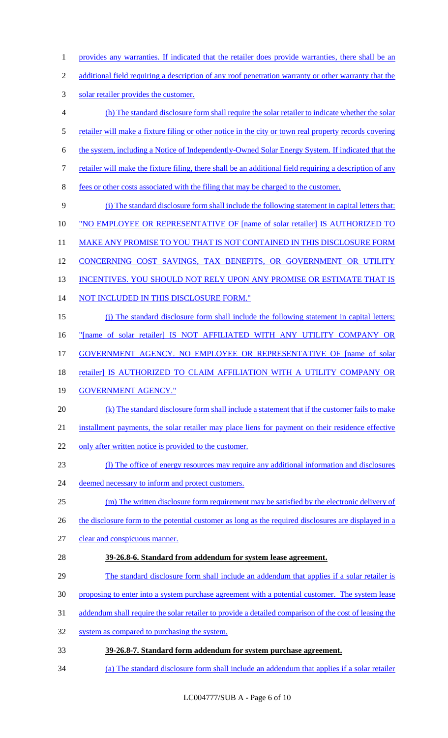provides any warranties. If indicated that the retailer does provide warranties, there shall be an additional field requiring a description of any roof penetration warranty or other warranty that the solar retailer provides the customer.

(h) The standard disclosure form shall require the solar retailer to indicate whether the solar retailer will make a fixture filing or other notice in the city or town real property records covering the system, including a Notice of Independently-Owned Solar Energy System. If indicated that the retailer will make the fixture filing, there shall be an additional field requiring a description of any fees or other costs associated with the filing that may be charged to the customer.

(i) The standard disclosure form shall include the following statement in capital letters that: "NO EMPLOYEE OR REPRESENTATIVE OF [name of solar retailer] IS AUTHORIZED TO MAKE ANY PROMISE TO YOU THAT IS NOT CONTAINED IN THIS DISCLOSURE FORM CONCERNING COST SAVINGS, TAX BENEFITS, OR GOVERNMENT OR UTILITY INCENTIVES. YOU SHOULD NOT RELY UPON ANY PROMISE OR ESTIMATE THAT IS NOT INCLUDED IN THIS DISCLOSURE FORM."

(j) The standard disclosure form shall include the following statement in capital letters: "[name of solar retailer] IS NOT AFFILIATED WITH ANY UTILITY COMPANY OR GOVERNMENT AGENCY. NO EMPLOYEE OR REPRESENTATIVE OF [name of solar retailer] IS AUTHORIZED TO CLAIM AFFILIATION WITH A UTILITY COMPANY OR GOVERNMENT AGENCY."

(k) The standard disclosure form shall include a statement that if the customer fails to make installment payments, the solar retailer may place liens for payment on their residence effective only after written notice is provided to the customer.

(l) The office of energy resources may require any additional information and disclosures deemed necessary to inform and protect customers.

(m) The written disclosure form requirement may be satisfied by the electronic delivery of the disclosure form to the potential customer as long as the required disclosures are displayed in a clear and conspicuous manner.

**39-26.8-6. Standard from addendum for system lease agreement.**

The standard disclosure form shall include an addendum that applies if a solar retailer is proposing to enter into a system purchase agreement with a potential customer. The system lease addendum shall require the solar retailer to provide a detailed comparison of the cost of leasing the system as compared to purchasing the system.

**39-26.8-7. Standard form addendum for system purchase agreement.**

(a) The standard disclosure form shall include an addendum that applies if a solar retailer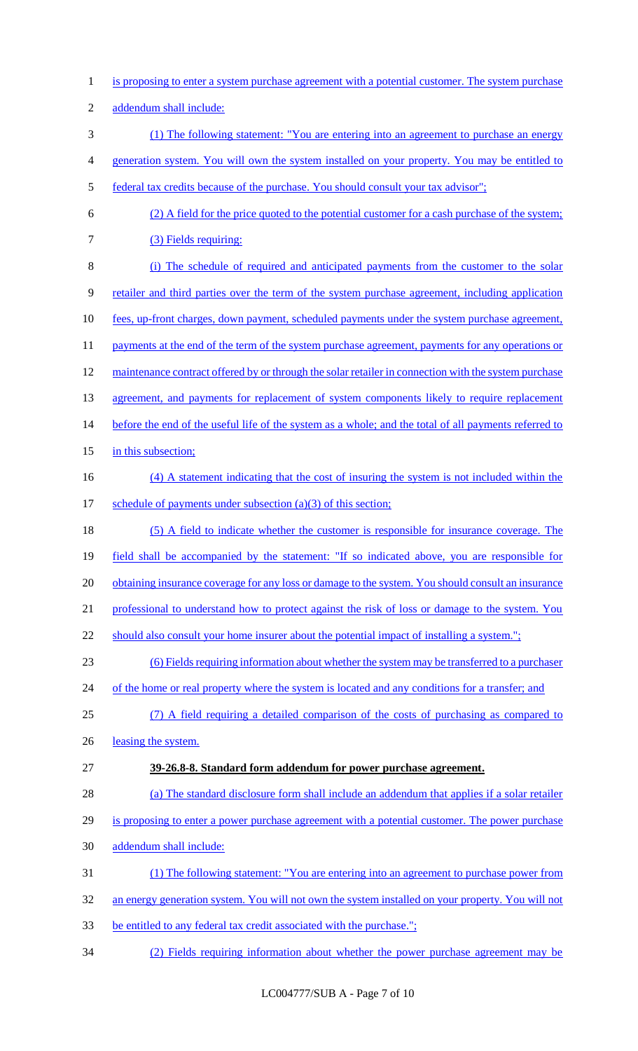is proposing to enter a system purchase agreement with a potential customer. The system purchase addendum shall include:

(1) The following statement: "You are entering into an agreement to purchase an energy generation system. You will own the system installed on your property. You may be entitled to federal tax credits because of the purchase. You should consult your tax advisor";

(2) A field for the price quoted to the potential customer for a cash purchase of the system;

(3) Fields requiring:

(i) The schedule of required and anticipated payments from the customer to the solar retailer and third parties over the term of the system purchase agreement, including application fees, up-front charges, down payment, scheduled payments under the system purchase agreement, payments at the end of the term of the system purchase agreement, payments for any operations or maintenance contract offered by or through the solar retailer in connection with the system purchase agreement, and payments for replacement of system components likely to require replacement before the end of the useful life of the system as a whole; and the total of all payments referred to in this subsection;

(4) A statement indicating that the cost of insuring the system is not included within the schedule of payments under subsection (a)(3) of this section;

(5) A field to indicate whether the customer is responsible for insurance coverage. The field shall be accompanied by the statement: "If so indicated above, you are responsible for obtaining insurance coverage for any loss or damage to the system. You should consult an insurance professional to understand how to protect against the risk of loss or damage to the system. You should also consult your home insurer about the potential impact of installing a system.";

(6) Fields requiring information about whether the system may be transferred to a purchaser of the home or real property where the system is located and any conditions for a transfer; and

(7) A field requiring a detailed comparison of the costs of purchasing as compared to leasing the system.

**39-26.8-8. Standard form addendum for power purchase agreement.**

(a) The standard disclosure form shall include an addendum that applies if a solar retailer is proposing to enter a power purchase agreement with a potential customer. The power purchase addendum shall include:

(1) The following statement: "You are entering into an agreement to purchase power from an energy generation system. You will not own the system installed on your property. You will not be entitled to any federal tax credit associated with the purchase.";

(2) Fields requiring information about whether the power purchase agreement may be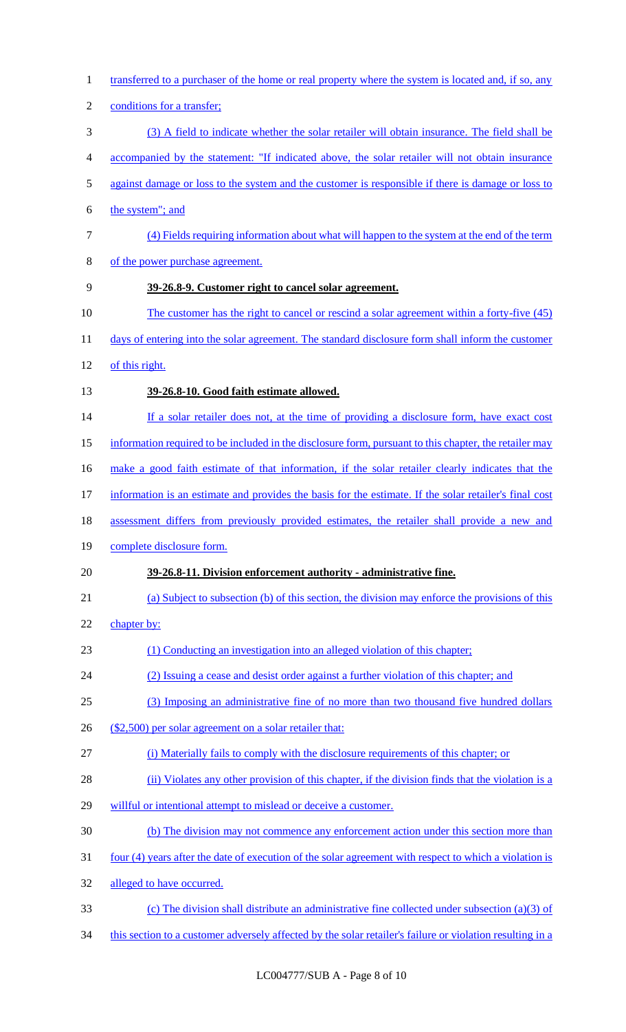transferred to a purchaser of the home or real property where the system is located and, if so, any conditions for a transfer;

(3) A field to indicate whether the solar retailer will obtain insurance. The field shall be accompanied by the statement: "If indicated above, the solar retailer will not obtain insurance against damage or loss to the system and the customer is responsible if there is damage or loss to the system"; and

(4) Fields requiring information about what will happen to the system at the end of the term of the power purchase agreement.

**39-26.8-9. Customer right to cancel solar agreement.**

The customer has the right to cancel or rescind a solar agreement within a forty-five (45) days of entering into the solar agreement. The standard disclosure form shall inform the customer of this right.

**39-26.8-10. Good faith estimate allowed.**

If a solar retailer does not, at the time of providing a disclosure form, have exact cost information required to be included in the disclosure form, pursuant to this chapter, the retailer may make a good faith estimate of that information, if the solar retailer clearly indicates that the information is an estimate and provides the basis for the estimate. If the solar retailer's final cost assessment differs from previously provided estimates, the retailer shall provide a new and complete disclosure form.

**39-26.8-11. Division enforcement authority - administrative fine.**

(a) Subject to subsection (b) of this section, the division may enforce the provisions of this chapter by:

(1) Conducting an investigation into an alleged violation of this chapter;

(2) Issuing a cease and desist order against a further violation of this chapter; and

(3) Imposing an administrative fine of no more than two thousand five hundred dollars ($2,500) per solar agreement on a solar retailer that:

(i) Materially fails to comply with the disclosure requirements of this chapter; or

(ii) Violates any other provision of this chapter, if the division finds that the violation is a willful or intentional attempt to mislead or deceive a customer.

(b) The division may not commence any enforcement action under this section more than four (4) years after the date of execution of the solar agreement with respect to which a violation is alleged to have occurred.

(c) The division shall distribute an administrative fine collected under subsection (a)(3) of this section to a customer adversely affected by the solar retailer's failure or violation resulting in a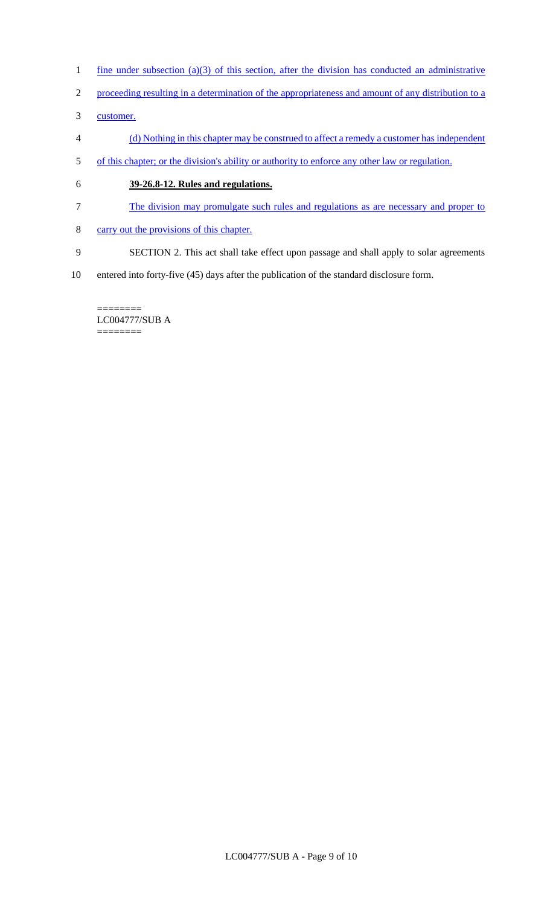fine under subsection (a)(3) of this section, after the division has conducted an administrative proceeding resulting in a determination of the appropriateness and amount of any distribution to a customer.

(d) Nothing in this chapter may be construed to affect a remedy a customer has independent of this chapter; or the division's ability or authority to enforce any other law or regulation.

**39-26.8-12. Rules and regulations.**

The division may promulgate such rules and regulations as are necessary and proper to carry out the provisions of this chapter.

SECTION 2. This act shall take effect upon passage and shall apply to solar agreements entered into forty-five (45) days after the publication of the standard disclosure form.

========
LC004777/SUB A
========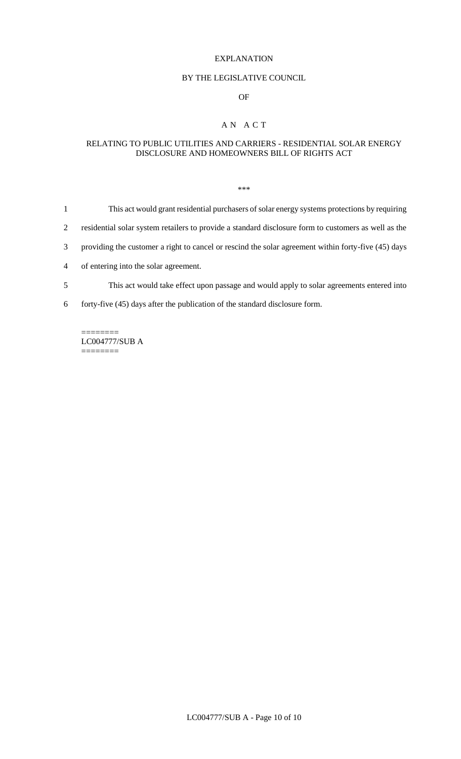EXPLANATION

BY THE LEGISLATIVE COUNCIL

OF

# A N A C T

RELATING TO PUBLIC UTILITIES AND CARRIERS - RESIDENTIAL SOLAR ENERGY DISCLOSURE AND HOMEOWNERS BILL OF RIGHTS ACT

\*\*\*

1 This act would grant residential purchasers of solar energy systems protections by requiring
2 residential solar system retailers to provide a standard disclosure form to customers as well as the
3 providing the customer a right to cancel or rescind the solar agreement within forty-five (45) days
4 of entering into the solar agreement.

5 This act would take effect upon passage and would apply to solar agreements entered into
6 forty-five (45) days after the publication of the standard disclosure form.

========
LC004777/SUB A
========